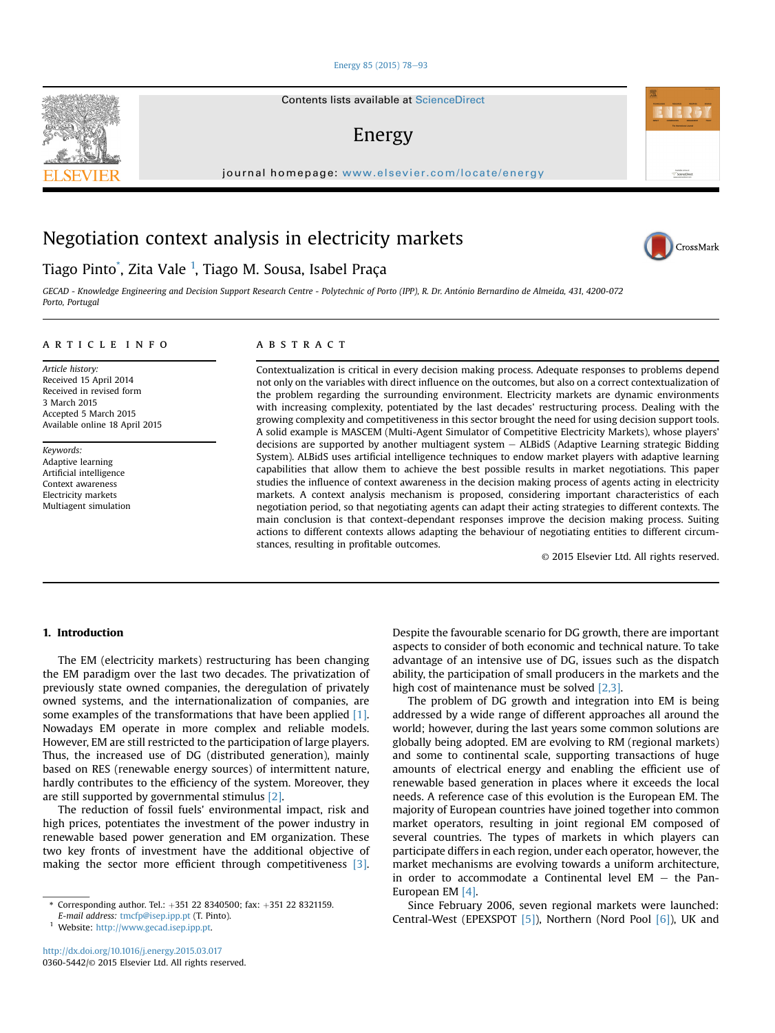# Negotiation context analysis in electricity markets

Tiago Pinto*, Zita Vale [1], Tiago M. Sousa, Isabel Praça

GECAD - Knowledge Engineering and Decision Support Research Centre - Polytechnic of Porto (IPP), R. Dr. António Bernardino de Almeida, 431, 4200-072 Porto, Portugal

## ARTICLE INFO

*Article history:*
Received 15 April 2014
Received in revised form
3 March 2015
Accepted 5 March 2015
Available online 18 April 2015

*Keywords:*
Adaptive learning
Artificial intelligence
Context awareness
Electricity markets
Multiagent simulation

## ABSTRACT

Contextualization is critical in every decision making process. Adequate responses to problems depend not only on the variables with direct influence on the outcomes, but also on a correct contextualization of the problem regarding the surrounding environment. Electricity markets are dynamic environments with increasing complexity, potentiated by the last decades' restructuring process. Dealing with the growing complexity and competitiveness in this sector brought the need for using decision support tools. A solid example is MASCEM (Multi-Agent Simulator of Competitive Electricity Markets), whose players' decisions are supported by another multiagent system – ALBidS (Adaptive Learning strategic Bidding System). ALBidS uses artificial intelligence techniques to endow market players with adaptive learning capabilities that allow them to achieve the best possible results in market negotiations. This paper studies the influence of context awareness in the decision making process of agents acting in electricity markets. A context analysis mechanism is proposed, considering important characteristics of each negotiation period, so that negotiating agents can adapt their acting strategies to different contexts. The main conclusion is that context-dependant responses improve the decision making process. Suiting actions to different contexts allows adapting the behaviour of negotiating entities to different circumstances, resulting in profitable outcomes.

© 2015 Elsevier Ltd. All rights reserved.

## 1. Introduction

The EM (electricity markets) restructuring has been changing the EM paradigm over the last two decades. The privatization of previously state owned companies, the deregulation of privately owned systems, and the internationalization of companies, are some examples of the transformations that have been applied [1]. Nowadays EM operate in more complex and reliable models. However, EM are still restricted to the participation of large players. Thus, the increased use of DG (distributed generation), mainly based on RES (renewable energy sources) of intermittent nature, hardly contributes to the efficiency of the system. Moreover, they are still supported by governmental stimulus [2].

The reduction of fossil fuels' environmental impact, risk and high prices, potentiates the investment of the power industry in renewable based power generation and EM organization. These two key fronts of investment have the additional objective of making the sector more efficient through competitiveness [3]. Despite the favourable scenario for DG growth, there are important aspects to consider of both economic and technical nature. To take advantage of an intensive use of DG, issues such as the dispatch ability, the participation of small producers in the markets and the high cost of maintenance must be solved [2,3].

The problem of DG growth and integration into EM is being addressed by a wide range of different approaches all around the world; however, during the last years some common solutions are globally being adopted. EM are evolving to RM (regional markets) and some to continental scale, supporting transactions of huge amounts of electrical energy and enabling the efficient use of renewable based generation in places where it exceeds the local needs. A reference case of this evolution is the European EM. The majority of European countries have joined together into common market operators, resulting in joint regional EM composed of several countries. The types of markets in which players can participate differs in each region, under each operator, however, the market mechanisms are evolving towards a uniform architecture, in order to accommodate a Continental level EM – the Pan-European EM [4].

Since February 2006, seven regional markets were launched: Central-West (EPEXSPOT [5]), Northern (Nord Pool [6]), UK and

* Corresponding author. Tel.: +351 22 8340500; fax: +351 22 8321159.
*E-mail address:* tmcfp@isep.ipp.pt (T. Pinto).
[1] Website: http://www.gecad.isep.ipp.pt.

http://dx.doi.org/10.1016/j.energy.2015.03.017
0360-5442/© 2015 Elsevier Ltd. All rights reserved.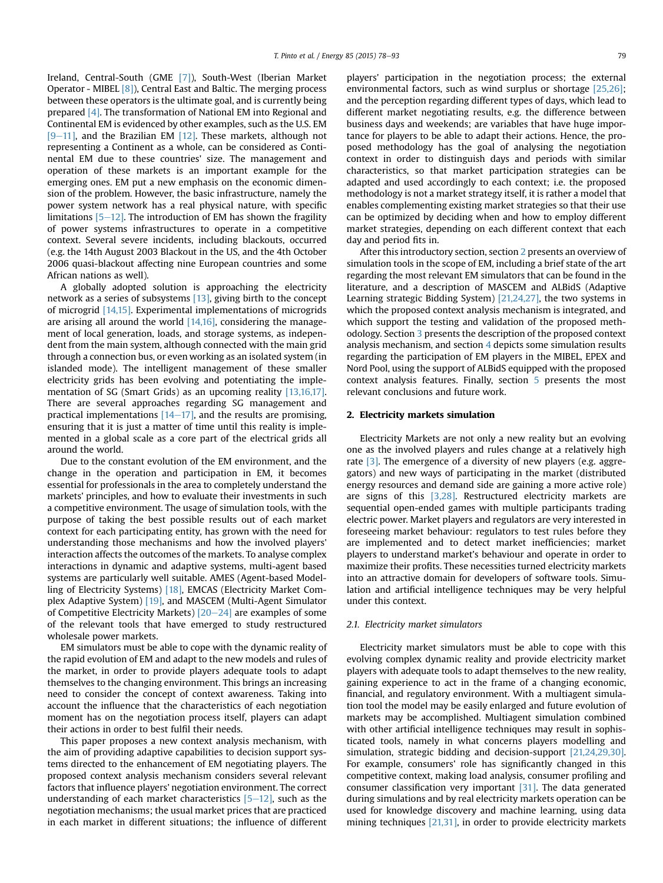Ireland, Central-South (GME [7]), South-West (Iberian Market Operator - MIBEL [8]), Central East and Baltic. The merging process between these operators is the ultimate goal, and is currently being prepared [4]. The transformation of National EM into Regional and Continental EM is evidenced by other examples, such as the U.S. EM [9–11], and the Brazilian EM [12]. These markets, although not representing a Continent as a whole, can be considered as Continental EM due to these countries' size. The management and operation of these markets is an important example for the emerging ones. EM put a new emphasis on the economic dimension of the problem. However, the basic infrastructure, namely the power system network has a real physical nature, with specific limitations [5–12]. The introduction of EM has shown the fragility of power systems infrastructures to operate in a competitive context. Several severe incidents, including blackouts, occurred (e.g. the 14th August 2003 Blackout in the US, and the 4th October 2006 quasi-blackout affecting nine European countries and some African nations as well).

A globally adopted solution is approaching the electricity network as a series of subsystems [13], giving birth to the concept of microgrid [14,15]. Experimental implementations of microgrids are arising all around the world [14,16], considering the management of local generation, loads, and storage systems, as independent from the main system, although connected with the main grid through a connection bus, or even working as an isolated system (in islanded mode). The intelligent management of these smaller electricity grids has been evolving and potentiating the implementation of SG (Smart Grids) as an upcoming reality [13,16,17]. There are several approaches regarding SG management and practical implementations [14–17], and the results are promising, ensuring that it is just a matter of time until this reality is implemented in a global scale as a core part of the electrical grids all around the world.

Due to the constant evolution of the EM environment, and the change in the operation and participation in EM, it becomes essential for professionals in the area to completely understand the markets' principles, and how to evaluate their investments in such a competitive environment. The usage of simulation tools, with the purpose of taking the best possible results out of each market context for each participating entity, has grown with the need for understanding those mechanisms and how the involved players' interaction affects the outcomes of the markets. To analyse complex interactions in dynamic and adaptive systems, multi-agent based systems are particularly well suitable. AMES (Agent-based Modelling of Electricity Systems) [18], EMCAS (Electricity Market Complex Adaptive System) [19], and MASCEM (Multi-Agent Simulator of Competitive Electricity Markets) [20–24] are examples of some of the relevant tools that have emerged to study restructured wholesale power markets.

EM simulators must be able to cope with the dynamic reality of the rapid evolution of EM and adapt to the new models and rules of the market, in order to provide players adequate tools to adapt themselves to the changing environment. This brings an increasing need to consider the concept of context awareness. Taking into account the influence that the characteristics of each negotiation moment has on the negotiation process itself, players can adapt their actions in order to best fulfil their needs.

This paper proposes a new context analysis mechanism, with the aim of providing adaptive capabilities to decision support systems directed to the enhancement of EM negotiating players. The proposed context analysis mechanism considers several relevant factors that influence players' negotiation environment. The correct understanding of each market characteristics [5–12], such as the negotiation mechanisms; the usual market prices that are practiced in each market in different situations; the influence of different players' participation in the negotiation process; the external environmental factors, such as wind surplus or shortage [25,26]; and the perception regarding different types of days, which lead to different market negotiating results, e.g. the difference between business days and weekends; are variables that have huge importance for players to be able to adapt their actions. Hence, the proposed methodology has the goal of analysing the negotiation context in order to distinguish days and periods with similar characteristics, so that market participation strategies can be adapted and used accordingly to each context; i.e. the proposed methodology is not a market strategy itself, it is rather a model that enables complementing existing market strategies so that their use can be optimized by deciding when and how to employ different market strategies, depending on each different context that each day and period fits in.

After this introductory section, section 2 presents an overview of simulation tools in the scope of EM, including a brief state of the art regarding the most relevant EM simulators that can be found in the literature, and a description of MASCEM and ALBidS (Adaptive Learning strategic Bidding System) [21,24,27], the two systems in which the proposed context analysis mechanism is integrated, and which support the testing and validation of the proposed methodology. Section 3 presents the description of the proposed context analysis mechanism, and section 4 depicts some simulation results regarding the participation of EM players in the MIBEL, EPEX and Nord Pool, using the support of ALBidS equipped with the proposed context analysis features. Finally, section 5 presents the most relevant conclusions and future work.

## 2. Electricity markets simulation

Electricity Markets are not only a new reality but an evolving one as the involved players and rules change at a relatively high rate [3]. The emergence of a diversity of new players (e.g. aggregators) and new ways of participating in the market (distributed energy resources and demand side are gaining a more active role) are signs of this [3,28]. Restructured electricity markets are sequential open-ended games with multiple participants trading electric power. Market players and regulators are very interested in foreseeing market behaviour: regulators to test rules before they are implemented and to detect market inefficiencies; market players to understand market's behaviour and operate in order to maximize their profits. These necessities turned electricity markets into an attractive domain for developers of software tools. Simulation and artificial intelligence techniques may be very helpful under this context.

### 2.1. Electricity market simulators

Electricity market simulators must be able to cope with this evolving complex dynamic reality and provide electricity market players with adequate tools to adapt themselves to the new reality, gaining experience to act in the frame of a changing economic, financial, and regulatory environment. With a multiagent simulation tool the model may be easily enlarged and future evolution of markets may be accomplished. Multiagent simulation combined with other artificial intelligence techniques may result in sophisticated tools, namely in what concerns players modelling and simulation, strategic bidding and decision-support [21,24,29,30]. For example, consumers' role has significantly changed in this competitive context, making load analysis, consumer profiling and consumer classification very important [31]. The data generated during simulations and by real electricity markets operation can be used for knowledge discovery and machine learning, using data mining techniques [21,31], in order to provide electricity markets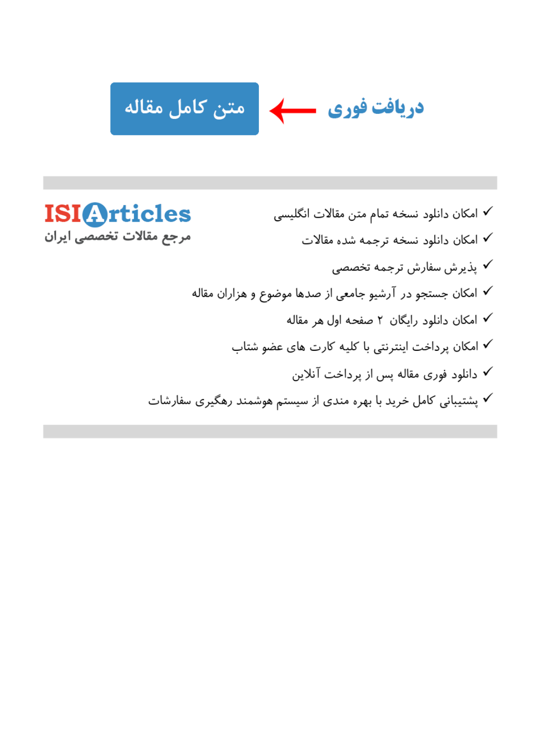دریافت فوری ← **متن کامل مقاله**

**ISIArticles**
مرجع مقالات تخصصی ایران

- ✓ امکان دانلود نسخه تمام متن مقالات انگلیسی
- ✓ امکان دانلود نسخه ترجمه شده مقالات
- ✓ پذیرش سفارش ترجمه تخصصی
- ✓ امکان جستجو در آرشیو جامعی از صدها موضوع و هزاران مقاله
- ✓ امکان دانلود رایگان ۲ صفحه اول هر مقاله
- ✓ امکان پرداخت اینترنتی با کلیه کارت های عضو شتاب
- ✓ دانلود فوری مقاله پس از پرداخت آنلاین
- ✓ پشتیبانی کامل خرید با بهره مندی از سیستم هوشمند رهگیری سفارشات